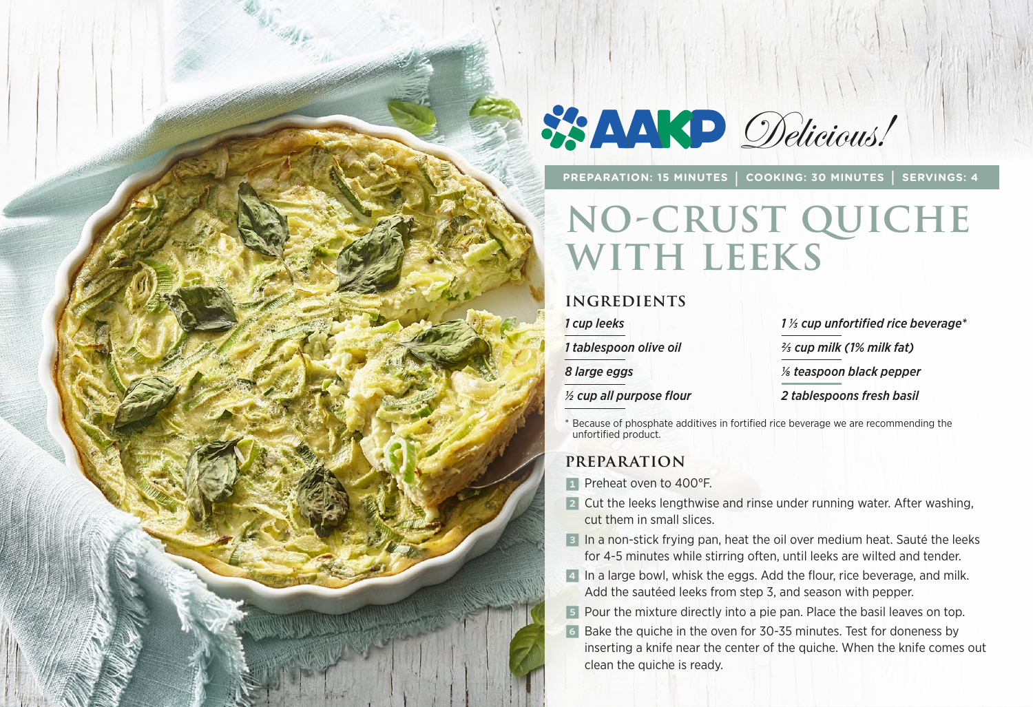AAKP *Delicious!*

**PREPARATION: 15 MINUTES | COOKING: 30 MINUTES | SERVINGS: 4**

# NO-CRUST QUICHE WITH LEEKS

## INGREDIENTS

*1 cup leeks*

*1 tablespoon olive oil*

*8 large eggs*

*½ cup all purpose flour*

*1 ⅓ cup unfortified rice beverage**

*⅔ cup milk (1% milk fat)*

*⅛ teaspoon black pepper*

*2 tablespoons fresh basil*

* Because of phosphate additives in fortified rice beverage we are recommending the unfortified product.

## PREPARATION

1. Preheat oven to 400°F.
2. Cut the leeks lengthwise and rinse under running water. After washing, cut them in small slices.
3. In a non-stick frying pan, heat the oil over medium heat. Sauté the leeks for 4-5 minutes while stirring often, until leeks are wilted and tender.
4. In a large bowl, whisk the eggs. Add the flour, rice beverage, and milk. Add the sautéed leeks from step 3, and season with pepper.
5. Pour the mixture directly into a pie pan. Place the basil leaves on top.
6. Bake the quiche in the oven for 30-35 minutes. Test for doneness by inserting a knife near the center of the quiche. When the knife comes out clean the quiche is ready.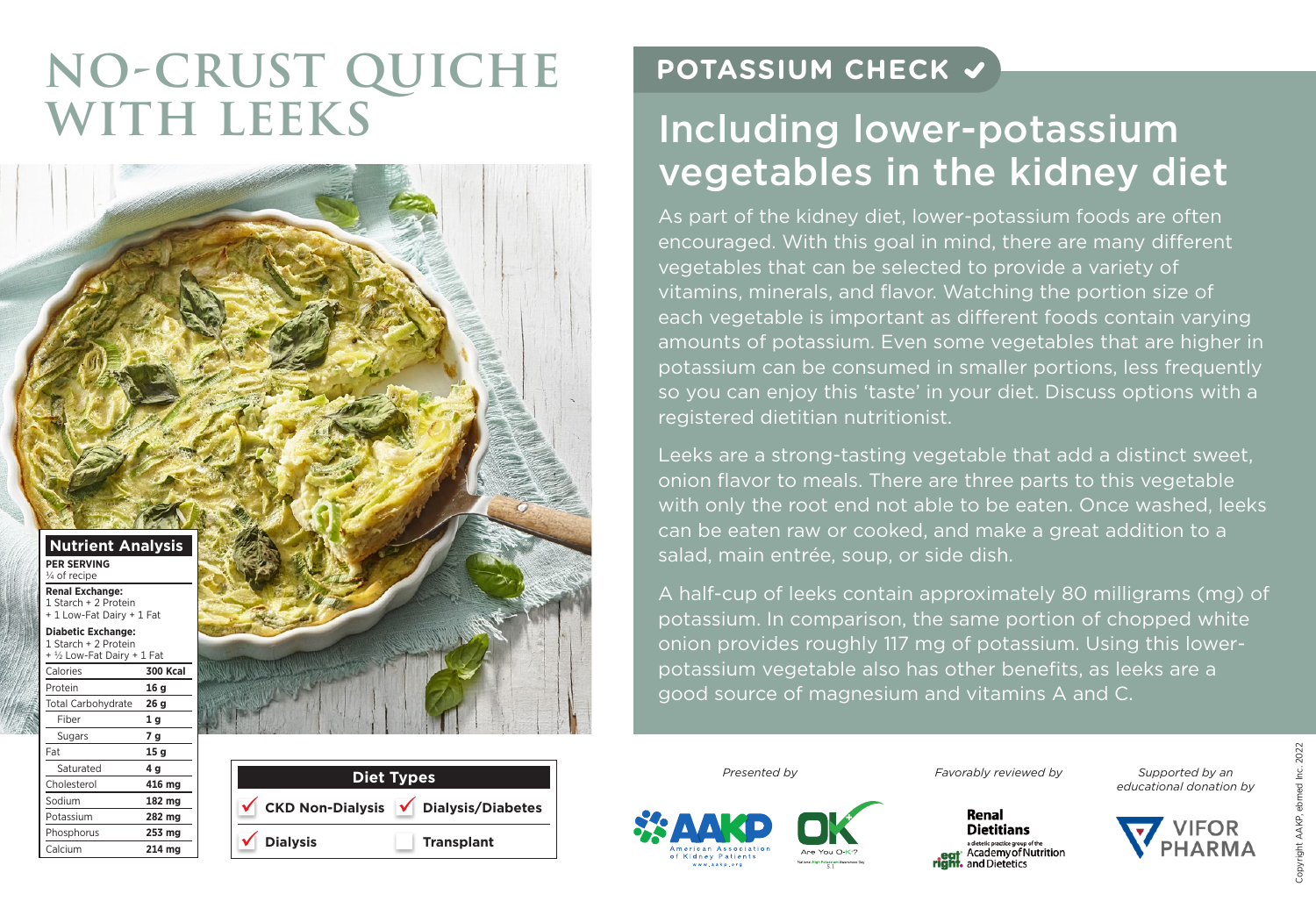# NO-CRUST QUICHE WITH LEEKS

## Nutrient Analysis

**PER SERVING**
¼ of recipe

**Renal Exchange:**
1 Starch + 2 Protein + 1 Low-Fat Dairy + 1 Fat

**Diabetic Exchange:**
1 Starch + 2 Protein + ½ Low-Fat Dairy + 1 Fat

| | |
|---|---|
| Calories | **300 Kcal** |
| Protein | **16 g** |
| Total Carbohydrate | **26 g** |
| Fiber | **1 g** |
| Sugars | **7 g** |
| Fat | **15 g** |
| Saturated | **4 g** |
| Cholesterol | **416 mg** |
| Sodium | **182 mg** |
| Potassium | **282 mg** |
| Phosphorus | **253 mg** |
| Calcium | **214 mg** |

## Diet Types

| Diet Types | |
|---|---|
| ✓ CKD Non-Dialysis | ✓ Dialysis/Diabetes |
| ✓ Dialysis | ☐ Transplant |

## POTASSIUM CHECK ✔

### Including lower-potassium vegetables in the kidney diet

As part of the kidney diet, lower-potassium foods are often encouraged. With this goal in mind, there are many different vegetables that can be selected to provide a variety of vitamins, minerals, and flavor. Watching the portion size of each vegetable is important as different foods contain varying amounts of potassium. Even some vegetables that are higher in potassium can be consumed in smaller portions, less frequently so you can enjoy this 'taste' in your diet. Discuss options with a registered dietitian nutritionist.

Leeks are a strong-tasting vegetable that add a distinct sweet, onion flavor to meals. There are three parts to this vegetable with only the root end not able to be eaten. Once washed, leeks can be eaten raw or cooked, and make a great addition to a salad, main entrée, soup, or side dish.

A half-cup of leeks contain approximately 80 milligrams (mg) of potassium. In comparison, the same portion of chopped white onion provides roughly 117 mg of potassium. Using this lower-potassium vegetable also has other benefits, as leeks are a good source of magnesium and vitamins A and C.

*Presented by*

AAKP American Association of Kidney Patients www.aakp.org

OK Are You O-K+?

*Favorably reviewed by*

Renal Dietitians, a dietetic practice group of the eat right. Academy of Nutrition and Dietetics

*Supported by an educational donation by*

VIFOR PHARMA

Copyright AAKP, ebmed Inc. 2022